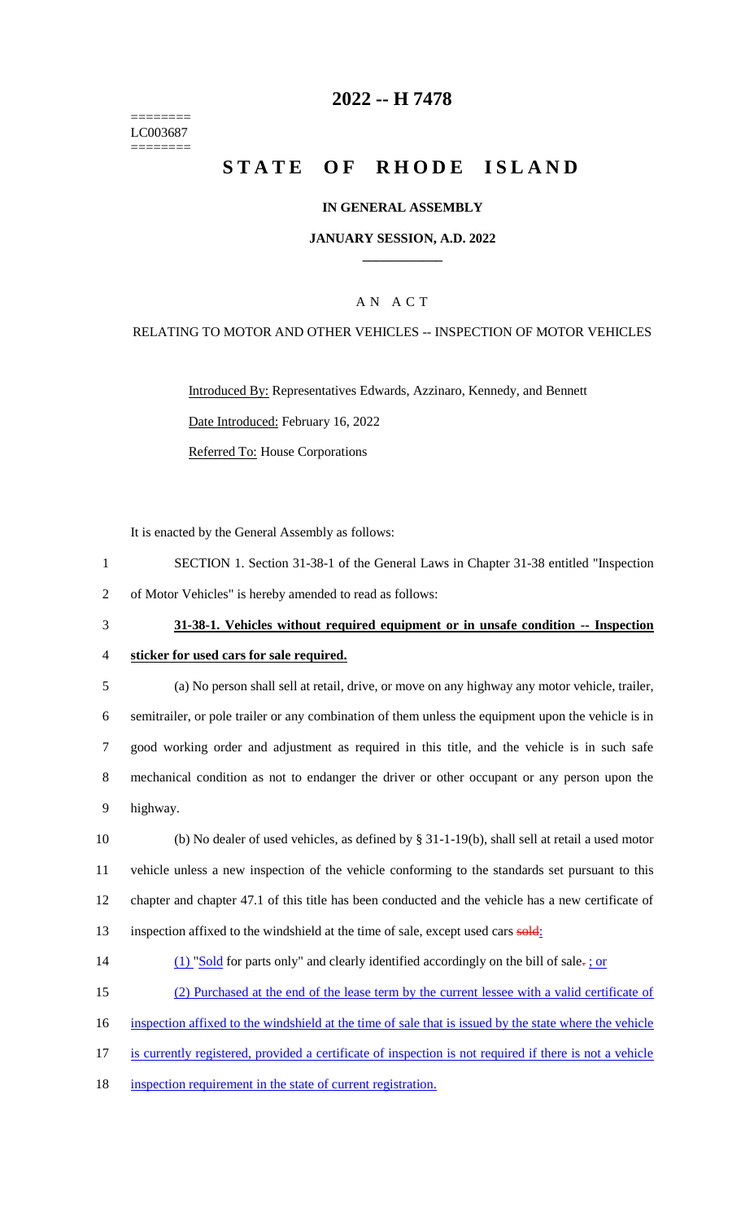========
LC003687
========

# 2022 -- H 7478

# STATE OF RHODE ISLAND

### IN GENERAL ASSEMBLY

### JANUARY SESSION, A.D. 2022

## A N A C T

RELATING TO MOTOR AND OTHER VEHICLES -- INSPECTION OF MOTOR VEHICLES

Introduced By: Representatives Edwards, Azzinaro, Kennedy, and Bennett

Date Introduced: February 16, 2022

Referred To: House Corporations

It is enacted by the General Assembly as follows:

1 SECTION 1. Section 31-38-1 of the General Laws in Chapter 31-38 entitled "Inspection
2 of Motor Vehicles" is hereby amended to read as follows:

3 **31-38-1. Vehicles without required equipment or in unsafe condition -- Inspection**
4 **sticker for used cars for sale required.**

5 (a) No person shall sell at retail, drive, or move on any highway any motor vehicle, trailer,
6 semitrailer, or pole trailer or any combination of them unless the equipment upon the vehicle is in
7 good working order and adjustment as required in this title, and the vehicle is in such safe
8 mechanical condition as not to endanger the driver or other occupant or any person upon the
9 highway.

10 (b) No dealer of used vehicles, as defined by § 31-1-19(b), shall sell at retail a used motor
11 vehicle unless a new inspection of the vehicle conforming to the standards set pursuant to this
12 chapter and chapter 47.1 of this title has been conducted and the vehicle has a new certificate of
13 inspection affixed to the windshield at the time of sale, except used cars ~~sold~~:

14 (1) "Sold for parts only" and clearly identified accordingly on the bill of sale~~.~~ ; or

15 (2) Purchased at the end of the lease term by the current lessee with a valid certificate of
16 inspection affixed to the windshield at the time of sale that is issued by the state where the vehicle
17 is currently registered, provided a certificate of inspection is not required if there is not a vehicle
18 inspection requirement in the state of current registration.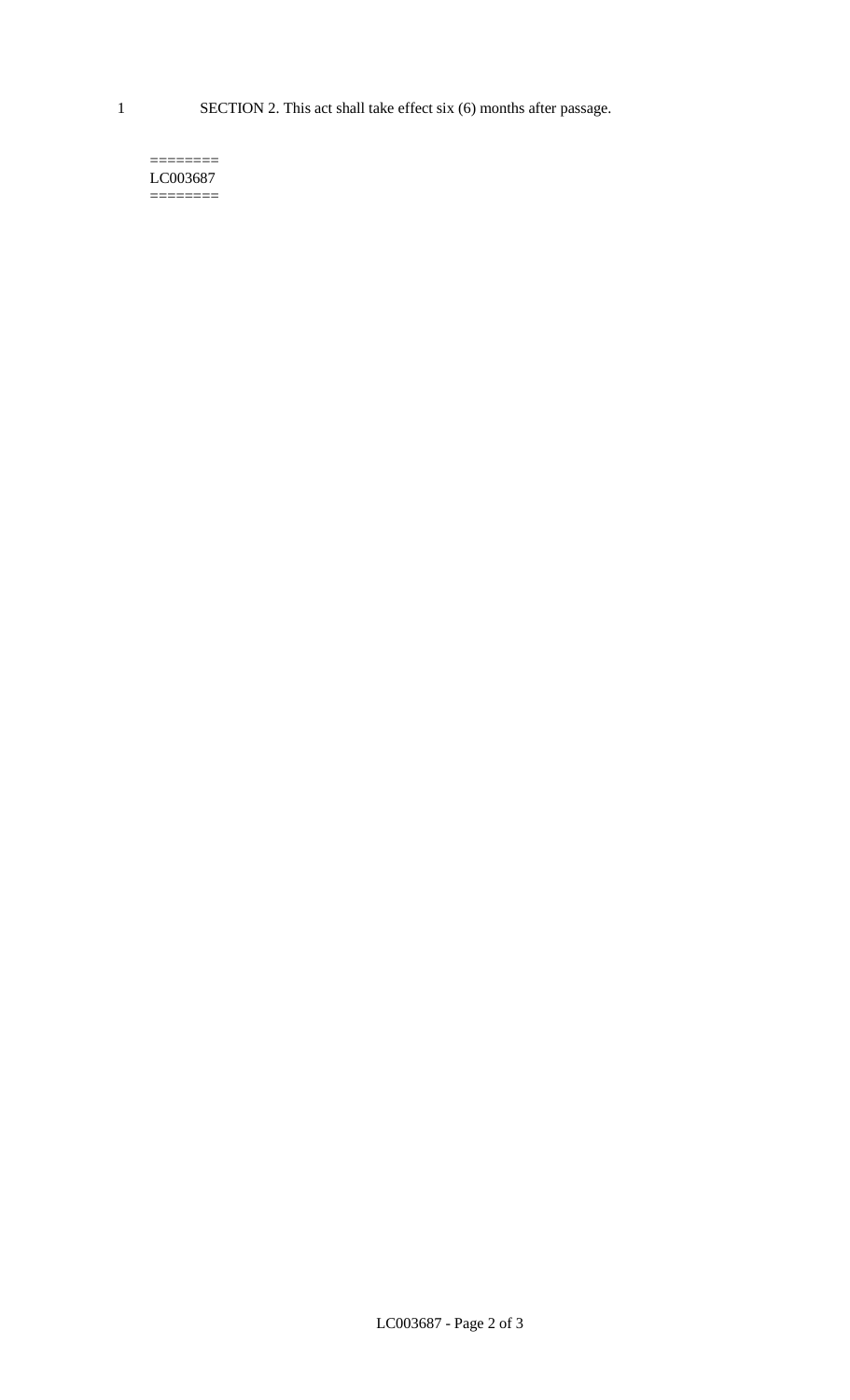1 SECTION 2. This act shall take effect six (6) months after passage.

========
LC003687
========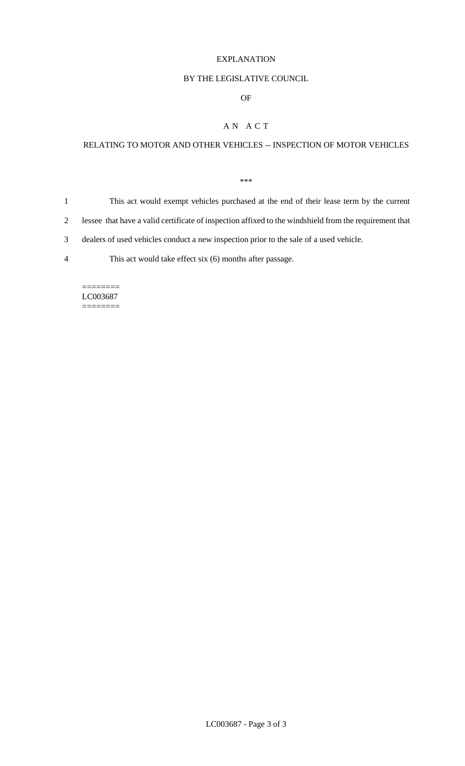EXPLANATION

BY THE LEGISLATIVE COUNCIL

OF

A N A C T

RELATING TO MOTOR AND OTHER VEHICLES -- INSPECTION OF MOTOR VEHICLES

\*\*\*

1 This act would exempt vehicles purchased at the end of their lease term by the current
2 lessee that have a valid certificate of inspection affixed to the windshield from the requirement that
3 dealers of used vehicles conduct a new inspection prior to the sale of a used vehicle.
4 This act would take effect six (6) months after passage.

========
LC003687
========